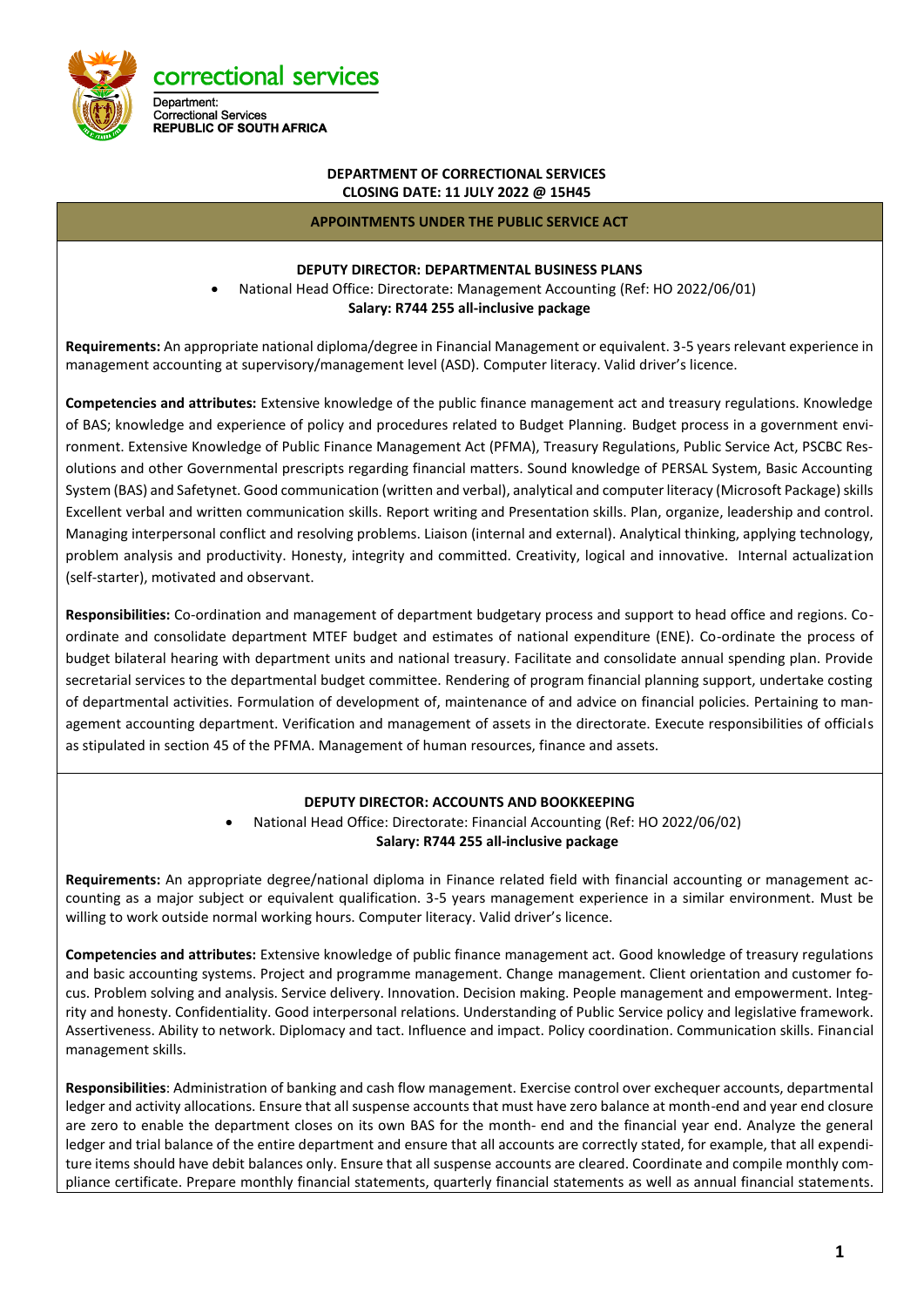correctional services

Department:
Correctional Services
**REPUBLIC OF SOUTH AFRICA**

**DEPARTMENT OF CORRECTIONAL SERVICES**
**CLOSING DATE: 11 JULY 2022 @ 15H45**

## APPOINTMENTS UNDER THE PUBLIC SERVICE ACT

### DEPUTY DIRECTOR: DEPARTMENTAL BUSINESS PLANS

- National Head Office: Directorate: Management Accounting (Ref: HO 2022/06/01)

**Salary: R744 255 all-inclusive package**

**Requirements:** An appropriate national diploma/degree in Financial Management or equivalent. 3-5 years relevant experience in management accounting at supervisory/management level (ASD). Computer literacy. Valid driver's licence.

**Competencies and attributes:** Extensive knowledge of the public finance management act and treasury regulations. Knowledge of BAS; knowledge and experience of policy and procedures related to Budget Planning. Budget process in a government environment. Extensive Knowledge of Public Finance Management Act (PFMA), Treasury Regulations, Public Service Act, PSCBC Resolutions and other Governmental prescripts regarding financial matters. Sound knowledge of PERSAL System, Basic Accounting System (BAS) and Safetynet. Good communication (written and verbal), analytical and computer literacy (Microsoft Package) skills Excellent verbal and written communication skills. Report writing and Presentation skills. Plan, organize, leadership and control. Managing interpersonal conflict and resolving problems. Liaison (internal and external). Analytical thinking, applying technology, problem analysis and productivity. Honesty, integrity and committed. Creativity, logical and innovative. Internal actualization (self-starter), motivated and observant.

**Responsibilities:** Co-ordination and management of department budgetary process and support to head office and regions. Co-ordinate and consolidate department MTEF budget and estimates of national expenditure (ENE). Co-ordinate the process of budget bilateral hearing with department units and national treasury. Facilitate and consolidate annual spending plan. Provide secretarial services to the departmental budget committee. Rendering of program financial planning support, undertake costing of departmental activities. Formulation of development of, maintenance of and advice on financial policies. Pertaining to management accounting department. Verification and management of assets in the directorate. Execute responsibilities of officials as stipulated in section 45 of the PFMA. Management of human resources, finance and assets.

### DEPUTY DIRECTOR: ACCOUNTS AND BOOKKEEPING

- National Head Office: Directorate: Financial Accounting (Ref: HO 2022/06/02)

**Salary: R744 255 all-inclusive package**

**Requirements:** An appropriate degree/national diploma in Finance related field with financial accounting or management accounting as a major subject or equivalent qualification. 3-5 years management experience in a similar environment. Must be willing to work outside normal working hours. Computer literacy. Valid driver's licence.

**Competencies and attributes:** Extensive knowledge of public finance management act. Good knowledge of treasury regulations and basic accounting systems. Project and programme management. Change management. Client orientation and customer focus. Problem solving and analysis. Service delivery. Innovation. Decision making. People management and empowerment. Integrity and honesty. Confidentiality. Good interpersonal relations. Understanding of Public Service policy and legislative framework. Assertiveness. Ability to network. Diplomacy and tact. Influence and impact. Policy coordination. Communication skills. Financial management skills.

**Responsibilities**: Administration of banking and cash flow management. Exercise control over exchequer accounts, departmental ledger and activity allocations. Ensure that all suspense accounts that must have zero balance at month-end and year end closure are zero to enable the department closes on its own BAS for the month- end and the financial year end. Analyze the general ledger and trial balance of the entire department and ensure that all accounts are correctly stated, for example, that all expenditure items should have debit balances only. Ensure that all suspense accounts are cleared. Coordinate and compile monthly compliance certificate. Prepare monthly financial statements, quarterly financial statements as well as annual financial statements.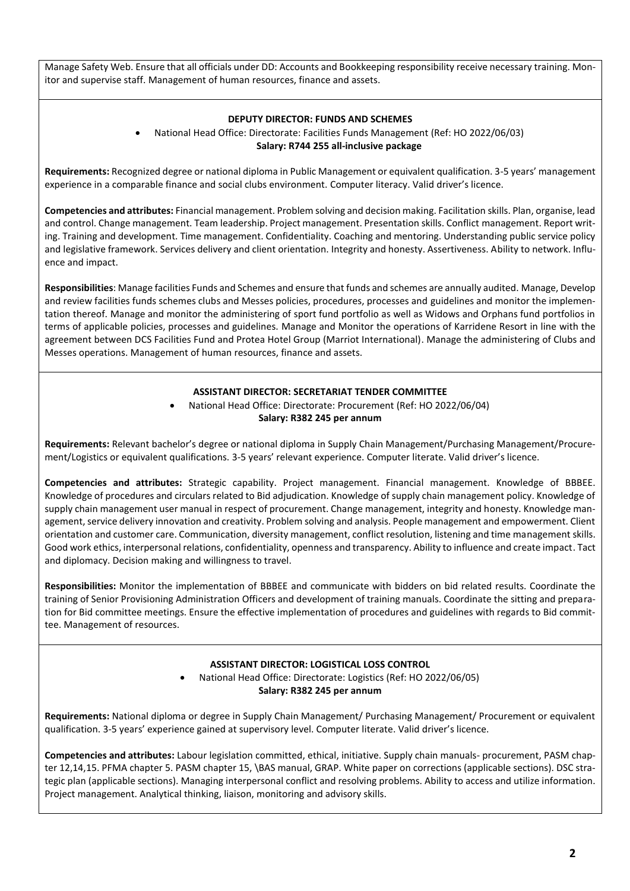Manage Safety Web. Ensure that all officials under DD: Accounts and Bookkeeping responsibility receive necessary training. Monitor and supervise staff. Management of human resources, finance and assets.

## DEPUTY DIRECTOR: FUNDS AND SCHEMES

- National Head Office: Directorate: Facilities Funds Management (Ref: HO 2022/06/03)

**Salary: R744 255 all-inclusive package**

**Requirements:** Recognized degree or national diploma in Public Management or equivalent qualification. 3-5 years' management experience in a comparable finance and social clubs environment. Computer literacy. Valid driver's licence.

**Competencies and attributes:** Financial management. Problem solving and decision making. Facilitation skills. Plan, organise, lead and control. Change management. Team leadership. Project management. Presentation skills. Conflict management. Report writing. Training and development. Time management. Confidentiality. Coaching and mentoring. Understanding public service policy and legislative framework. Services delivery and client orientation. Integrity and honesty. Assertiveness. Ability to network. Influence and impact.

**Responsibilities**: Manage facilities Funds and Schemes and ensure that funds and schemes are annually audited. Manage, Develop and review facilities funds schemes clubs and Messes policies, procedures, processes and guidelines and monitor the implementation thereof. Manage and monitor the administering of sport fund portfolio as well as Widows and Orphans fund portfolios in terms of applicable policies, processes and guidelines. Manage and Monitor the operations of Karridene Resort in line with the agreement between DCS Facilities Fund and Protea Hotel Group (Marriot International). Manage the administering of Clubs and Messes operations. Management of human resources, finance and assets.

## ASSISTANT DIRECTOR: SECRETARIAT TENDER COMMITTEE

- National Head Office: Directorate: Procurement (Ref: HO 2022/06/04)

**Salary: R382 245 per annum**

**Requirements:** Relevant bachelor's degree or national diploma in Supply Chain Management/Purchasing Management/Procurement/Logistics or equivalent qualifications. 3-5 years' relevant experience. Computer literate. Valid driver's licence.

**Competencies and attributes:** Strategic capability. Project management. Financial management. Knowledge of BBBEE. Knowledge of procedures and circulars related to Bid adjudication. Knowledge of supply chain management policy. Knowledge of supply chain management user manual in respect of procurement. Change management, integrity and honesty. Knowledge management, service delivery innovation and creativity. Problem solving and analysis. People management and empowerment. Client orientation and customer care. Communication, diversity management, conflict resolution, listening and time management skills. Good work ethics, interpersonal relations, confidentiality, openness and transparency. Ability to influence and create impact. Tact and diplomacy. Decision making and willingness to travel.

**Responsibilities:** Monitor the implementation of BBBEE and communicate with bidders on bid related results. Coordinate the training of Senior Provisioning Administration Officers and development of training manuals. Coordinate the sitting and preparation for Bid committee meetings. Ensure the effective implementation of procedures and guidelines with regards to Bid committee. Management of resources.

## ASSISTANT DIRECTOR: LOGISTICAL LOSS CONTROL

- National Head Office: Directorate: Logistics (Ref: HO 2022/06/05)

**Salary: R382 245 per annum**

**Requirements:** National diploma or degree in Supply Chain Management/ Purchasing Management/ Procurement or equivalent qualification. 3-5 years' experience gained at supervisory level. Computer literate. Valid driver's licence.

**Competencies and attributes:** Labour legislation committed, ethical, initiative. Supply chain manuals- procurement, PASM chapter 12,14,15. PFMA chapter 5. PASM chapter 15, \BAS manual, GRAP. White paper on corrections (applicable sections). DSC strategic plan (applicable sections). Managing interpersonal conflict and resolving problems. Ability to access and utilize information. Project management. Analytical thinking, liaison, monitoring and advisory skills.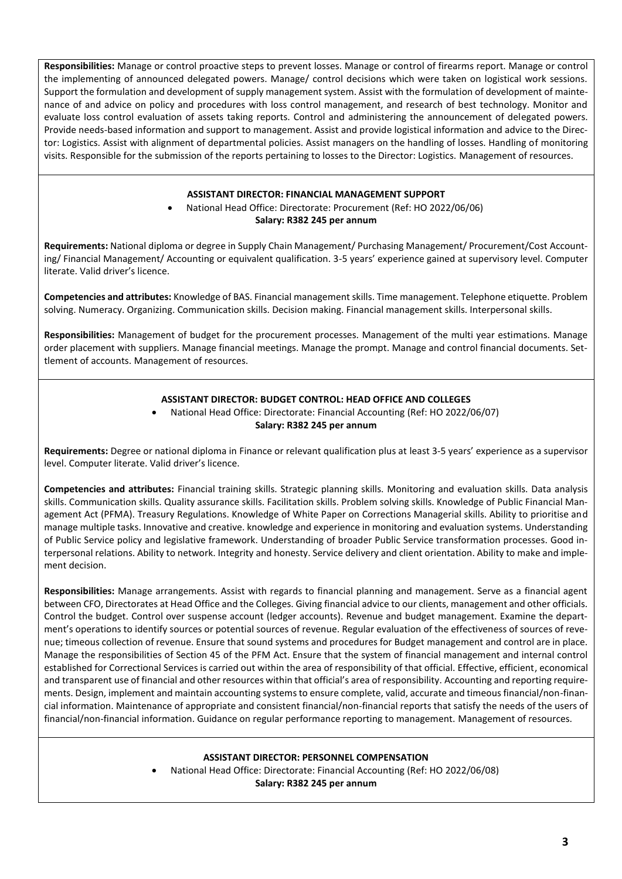**Responsibilities:** Manage or control proactive steps to prevent losses. Manage or control of firearms report. Manage or control the implementing of announced delegated powers. Manage/ control decisions which were taken on logistical work sessions. Support the formulation and development of supply management system. Assist with the formulation of development of maintenance of and advice on policy and procedures with loss control management, and research of best technology. Monitor and evaluate loss control evaluation of assets taking reports. Control and administering the announcement of delegated powers. Provide needs-based information and support to management. Assist and provide logistical information and advice to the Director: Logistics. Assist with alignment of departmental policies. Assist managers on the handling of losses. Handling of monitoring visits. Responsible for the submission of the reports pertaining to losses to the Director: Logistics. Management of resources.

### ASSISTANT DIRECTOR: FINANCIAL MANAGEMENT SUPPORT

- National Head Office: Directorate: Procurement (Ref: HO 2022/06/06)

**Salary: R382 245 per annum**

**Requirements:** National diploma or degree in Supply Chain Management/ Purchasing Management/ Procurement/Cost Accounting/ Financial Management/ Accounting or equivalent qualification. 3-5 years' experience gained at supervisory level. Computer literate. Valid driver's licence.

**Competencies and attributes:** Knowledge of BAS. Financial management skills. Time management. Telephone etiquette. Problem solving. Numeracy. Organizing. Communication skills. Decision making. Financial management skills. Interpersonal skills.

**Responsibilities:** Management of budget for the procurement processes. Management of the multi year estimations. Manage order placement with suppliers. Manage financial meetings. Manage the prompt. Manage and control financial documents. Settlement of accounts. Management of resources.

### ASSISTANT DIRECTOR: BUDGET CONTROL: HEAD OFFICE AND COLLEGES

- National Head Office: Directorate: Financial Accounting (Ref: HO 2022/06/07)

**Salary: R382 245 per annum**

**Requirements:** Degree or national diploma in Finance or relevant qualification plus at least 3-5 years' experience as a supervisor level. Computer literate. Valid driver's licence.

**Competencies and attributes:** Financial training skills. Strategic planning skills. Monitoring and evaluation skills. Data analysis skills. Communication skills. Quality assurance skills. Facilitation skills. Problem solving skills. Knowledge of Public Financial Management Act (PFMA). Treasury Regulations. Knowledge of White Paper on Corrections Managerial skills. Ability to prioritise and manage multiple tasks. Innovative and creative. knowledge and experience in monitoring and evaluation systems. Understanding of Public Service policy and legislative framework. Understanding of broader Public Service transformation processes. Good interpersonal relations. Ability to network. Integrity and honesty. Service delivery and client orientation. Ability to make and implement decision.

**Responsibilities:** Manage arrangements. Assist with regards to financial planning and management. Serve as a financial agent between CFO, Directorates at Head Office and the Colleges. Giving financial advice to our clients, management and other officials. Control the budget. Control over suspense account (ledger accounts). Revenue and budget management. Examine the department's operations to identify sources or potential sources of revenue. Regular evaluation of the effectiveness of sources of revenue; timeous collection of revenue. Ensure that sound systems and procedures for Budget management and control are in place. Manage the responsibilities of Section 45 of the PFM Act. Ensure that the system of financial management and internal control established for Correctional Services is carried out within the area of responsibility of that official. Effective, efficient, economical and transparent use of financial and other resources within that official's area of responsibility. Accounting and reporting requirements. Design, implement and maintain accounting systems to ensure complete, valid, accurate and timeous financial/non-financial information. Maintenance of appropriate and consistent financial/non-financial reports that satisfy the needs of the users of financial/non-financial information. Guidance on regular performance reporting to management. Management of resources.

### ASSISTANT DIRECTOR: PERSONNEL COMPENSATION

- National Head Office: Directorate: Financial Accounting (Ref: HO 2022/06/08)

**Salary: R382 245 per annum**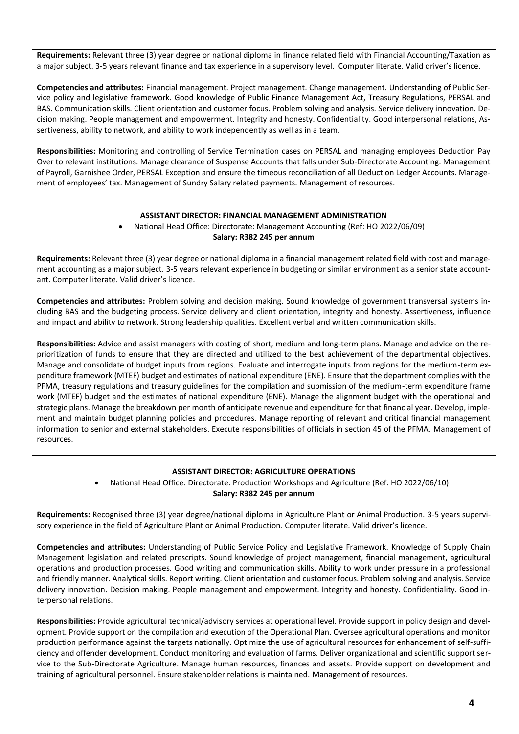**Requirements:** Relevant three (3) year degree or national diploma in finance related field with Financial Accounting/Taxation as a major subject. 3-5 years relevant finance and tax experience in a supervisory level. Computer literate. Valid driver's licence.

**Competencies and attributes:** Financial management. Project management. Change management. Understanding of Public Service policy and legislative framework. Good knowledge of Public Finance Management Act, Treasury Regulations, PERSAL and BAS. Communication skills. Client orientation and customer focus. Problem solving and analysis. Service delivery innovation. Decision making. People management and empowerment. Integrity and honesty. Confidentiality. Good interpersonal relations, Assertiveness, ability to network, and ability to work independently as well as in a team.

**Responsibilities:** Monitoring and controlling of Service Termination cases on PERSAL and managing employees Deduction Pay Over to relevant institutions. Manage clearance of Suspense Accounts that falls under Sub-Directorate Accounting. Management of Payroll, Garnishee Order, PERSAL Exception and ensure the timeous reconciliation of all Deduction Ledger Accounts. Management of employees' tax. Management of Sundry Salary related payments. Management of resources.

## ASSISTANT DIRECTOR: FINANCIAL MANAGEMENT ADMINISTRATION

- National Head Office: Directorate: Management Accounting (Ref: HO 2022/06/09)

**Salary: R382 245 per annum**

**Requirements:** Relevant three (3) year degree or national diploma in a financial management related field with cost and management accounting as a major subject. 3-5 years relevant experience in budgeting or similar environment as a senior state accountant. Computer literate. Valid driver's licence.

**Competencies and attributes:** Problem solving and decision making. Sound knowledge of government transversal systems including BAS and the budgeting process. Service delivery and client orientation, integrity and honesty. Assertiveness, influence and impact and ability to network. Strong leadership qualities. Excellent verbal and written communication skills.

**Responsibilities:** Advice and assist managers with costing of short, medium and long-term plans. Manage and advice on the reprioritization of funds to ensure that they are directed and utilized to the best achievement of the departmental objectives. Manage and consolidate of budget inputs from regions. Evaluate and interrogate inputs from regions for the medium-term expenditure framework (MTEF) budget and estimates of national expenditure (ENE). Ensure that the department complies with the PFMA, treasury regulations and treasury guidelines for the compilation and submission of the medium-term expenditure frame work (MTEF) budget and the estimates of national expenditure (ENE). Manage the alignment budget with the operational and strategic plans. Manage the breakdown per month of anticipate revenue and expenditure for that financial year. Develop, implement and maintain budget planning policies and procedures. Manage reporting of relevant and critical financial management information to senior and external stakeholders. Execute responsibilities of officials in section 45 of the PFMA. Management of resources.

## ASSISTANT DIRECTOR: AGRICULTURE OPERATIONS

- National Head Office: Directorate: Production Workshops and Agriculture (Ref: HO 2022/06/10)

**Salary: R382 245 per annum**

**Requirements:** Recognised three (3) year degree/national diploma in Agriculture Plant or Animal Production. 3-5 years supervisory experience in the field of Agriculture Plant or Animal Production. Computer literate. Valid driver's licence.

**Competencies and attributes:** Understanding of Public Service Policy and Legislative Framework. Knowledge of Supply Chain Management legislation and related prescripts. Sound knowledge of project management, financial management, agricultural operations and production processes. Good writing and communication skills. Ability to work under pressure in a professional and friendly manner. Analytical skills. Report writing. Client orientation and customer focus. Problem solving and analysis. Service delivery innovation. Decision making. People management and empowerment. Integrity and honesty. Confidentiality. Good interpersonal relations.

**Responsibilities:** Provide agricultural technical/advisory services at operational level. Provide support in policy design and development. Provide support on the compilation and execution of the Operational Plan. Oversee agricultural operations and monitor production performance against the targets nationally. Optimize the use of agricultural resources for enhancement of self-sufficiency and offender development. Conduct monitoring and evaluation of farms. Deliver organizational and scientific support service to the Sub-Directorate Agriculture. Manage human resources, finances and assets. Provide support on development and training of agricultural personnel. Ensure stakeholder relations is maintained. Management of resources.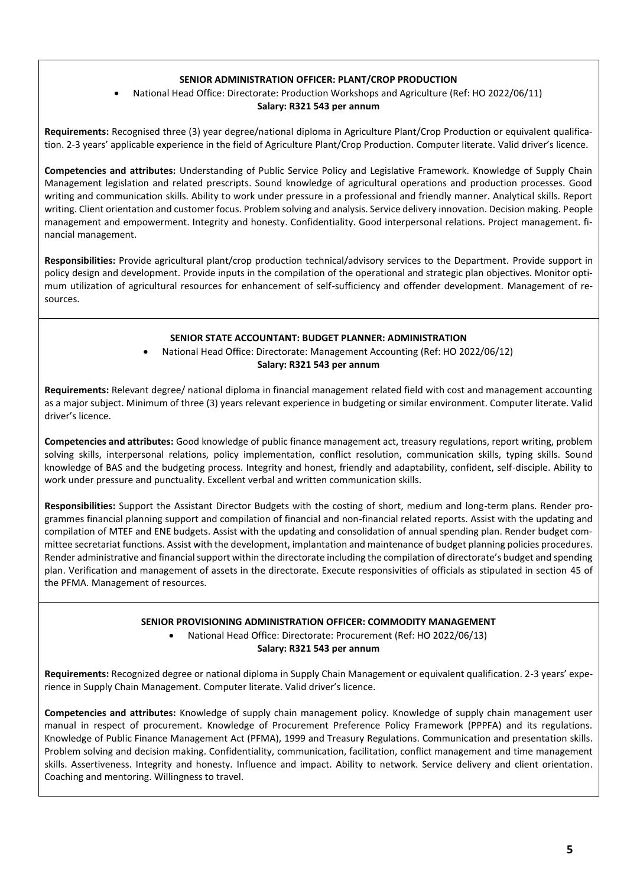### SENIOR ADMINISTRATION OFFICER: PLANT/CROP PRODUCTION

- National Head Office: Directorate: Production Workshops and Agriculture (Ref: HO 2022/06/11)

**Salary: R321 543 per annum**

**Requirements:** Recognised three (3) year degree/national diploma in Agriculture Plant/Crop Production or equivalent qualification. 2-3 years' applicable experience in the field of Agriculture Plant/Crop Production. Computer literate. Valid driver's licence.

**Competencies and attributes:** Understanding of Public Service Policy and Legislative Framework. Knowledge of Supply Chain Management legislation and related prescripts. Sound knowledge of agricultural operations and production processes. Good writing and communication skills. Ability to work under pressure in a professional and friendly manner. Analytical skills. Report writing. Client orientation and customer focus. Problem solving and analysis. Service delivery innovation. Decision making. People management and empowerment. Integrity and honesty. Confidentiality. Good interpersonal relations. Project management. financial management.

**Responsibilities:** Provide agricultural plant/crop production technical/advisory services to the Department. Provide support in policy design and development. Provide inputs in the compilation of the operational and strategic plan objectives. Monitor optimum utilization of agricultural resources for enhancement of self-sufficiency and offender development. Management of resources.

### SENIOR STATE ACCOUNTANT: BUDGET PLANNER: ADMINISTRATION

- National Head Office: Directorate: Management Accounting (Ref: HO 2022/06/12)

**Salary: R321 543 per annum**

**Requirements:** Relevant degree/ national diploma in financial management related field with cost and management accounting as a major subject. Minimum of three (3) years relevant experience in budgeting or similar environment. Computer literate. Valid driver's licence.

**Competencies and attributes:** Good knowledge of public finance management act, treasury regulations, report writing, problem solving skills, interpersonal relations, policy implementation, conflict resolution, communication skills, typing skills. Sound knowledge of BAS and the budgeting process. Integrity and honest, friendly and adaptability, confident, self-disciple. Ability to work under pressure and punctuality. Excellent verbal and written communication skills.

**Responsibilities:** Support the Assistant Director Budgets with the costing of short, medium and long-term plans. Render programmes financial planning support and compilation of financial and non-financial related reports. Assist with the updating and compilation of MTEF and ENE budgets. Assist with the updating and consolidation of annual spending plan. Render budget committee secretariat functions. Assist with the development, implantation and maintenance of budget planning policies procedures. Render administrative and financial support within the directorate including the compilation of directorate's budget and spending plan. Verification and management of assets in the directorate. Execute responsivities of officials as stipulated in section 45 of the PFMA. Management of resources.

### SENIOR PROVISIONING ADMINISTRATION OFFICER: COMMODITY MANAGEMENT

- National Head Office: Directorate: Procurement (Ref: HO 2022/06/13)

**Salary: R321 543 per annum**

**Requirements:** Recognized degree or national diploma in Supply Chain Management or equivalent qualification. 2-3 years' experience in Supply Chain Management. Computer literate. Valid driver's licence.

**Competencies and attributes:** Knowledge of supply chain management policy. Knowledge of supply chain management user manual in respect of procurement. Knowledge of Procurement Preference Policy Framework (PPPFA) and its regulations. Knowledge of Public Finance Management Act (PFMA), 1999 and Treasury Regulations. Communication and presentation skills. Problem solving and decision making. Confidentiality, communication, facilitation, conflict management and time management skills. Assertiveness. Integrity and honesty. Influence and impact. Ability to network. Service delivery and client orientation. Coaching and mentoring. Willingness to travel.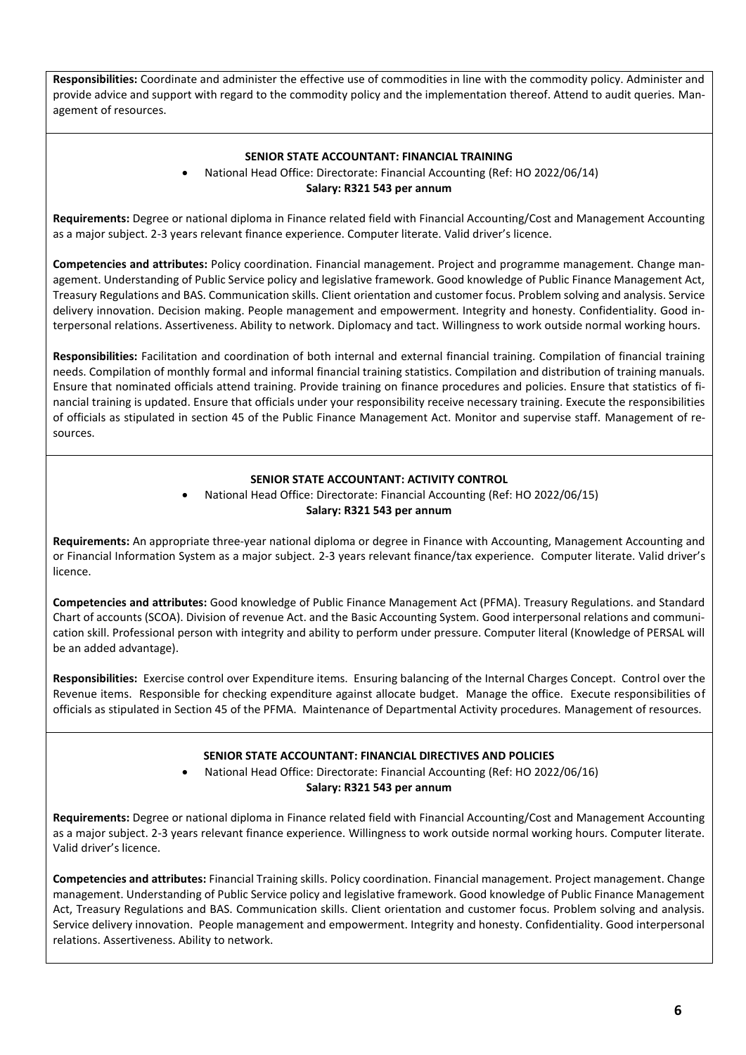**Responsibilities:** Coordinate and administer the effective use of commodities in line with the commodity policy. Administer and provide advice and support with regard to the commodity policy and the implementation thereof. Attend to audit queries. Management of resources.

**SENIOR STATE ACCOUNTANT: FINANCIAL TRAINING**

- National Head Office: Directorate: Financial Accounting (Ref: HO 2022/06/14)

**Salary: R321 543 per annum**

**Requirements:** Degree or national diploma in Finance related field with Financial Accounting/Cost and Management Accounting as a major subject. 2-3 years relevant finance experience. Computer literate. Valid driver's licence.

**Competencies and attributes:** Policy coordination. Financial management. Project and programme management. Change management. Understanding of Public Service policy and legislative framework. Good knowledge of Public Finance Management Act, Treasury Regulations and BAS. Communication skills. Client orientation and customer focus. Problem solving and analysis. Service delivery innovation. Decision making. People management and empowerment. Integrity and honesty. Confidentiality. Good interpersonal relations. Assertiveness. Ability to network. Diplomacy and tact. Willingness to work outside normal working hours.

**Responsibilities:** Facilitation and coordination of both internal and external financial training. Compilation of financial training needs. Compilation of monthly formal and informal financial training statistics. Compilation and distribution of training manuals. Ensure that nominated officials attend training. Provide training on finance procedures and policies. Ensure that statistics of financial training is updated. Ensure that officials under your responsibility receive necessary training. Execute the responsibilities of officials as stipulated in section 45 of the Public Finance Management Act. Monitor and supervise staff. Management of resources.

**SENIOR STATE ACCOUNTANT: ACTIVITY CONTROL**

- National Head Office: Directorate: Financial Accounting (Ref: HO 2022/06/15)

**Salary: R321 543 per annum**

**Requirements:** An appropriate three-year national diploma or degree in Finance with Accounting, Management Accounting and or Financial Information System as a major subject. 2-3 years relevant finance/tax experience. Computer literate. Valid driver's licence.

**Competencies and attributes:** Good knowledge of Public Finance Management Act (PFMA). Treasury Regulations. and Standard Chart of accounts (SCOA). Division of revenue Act. and the Basic Accounting System. Good interpersonal relations and communication skill. Professional person with integrity and ability to perform under pressure. Computer literal (Knowledge of PERSAL will be an added advantage).

**Responsibilities:** Exercise control over Expenditure items. Ensuring balancing of the Internal Charges Concept. Control over the Revenue items. Responsible for checking expenditure against allocate budget. Manage the office. Execute responsibilities of officials as stipulated in Section 45 of the PFMA. Maintenance of Departmental Activity procedures. Management of resources.

**SENIOR STATE ACCOUNTANT: FINANCIAL DIRECTIVES AND POLICIES**

- National Head Office: Directorate: Financial Accounting (Ref: HO 2022/06/16)

**Salary: R321 543 per annum**

**Requirements:** Degree or national diploma in Finance related field with Financial Accounting/Cost and Management Accounting as a major subject. 2-3 years relevant finance experience. Willingness to work outside normal working hours. Computer literate. Valid driver's licence.

**Competencies and attributes:** Financial Training skills. Policy coordination. Financial management. Project management. Change management. Understanding of Public Service policy and legislative framework. Good knowledge of Public Finance Management Act, Treasury Regulations and BAS. Communication skills. Client orientation and customer focus. Problem solving and analysis. Service delivery innovation. People management and empowerment. Integrity and honesty. Confidentiality. Good interpersonal relations. Assertiveness. Ability to network.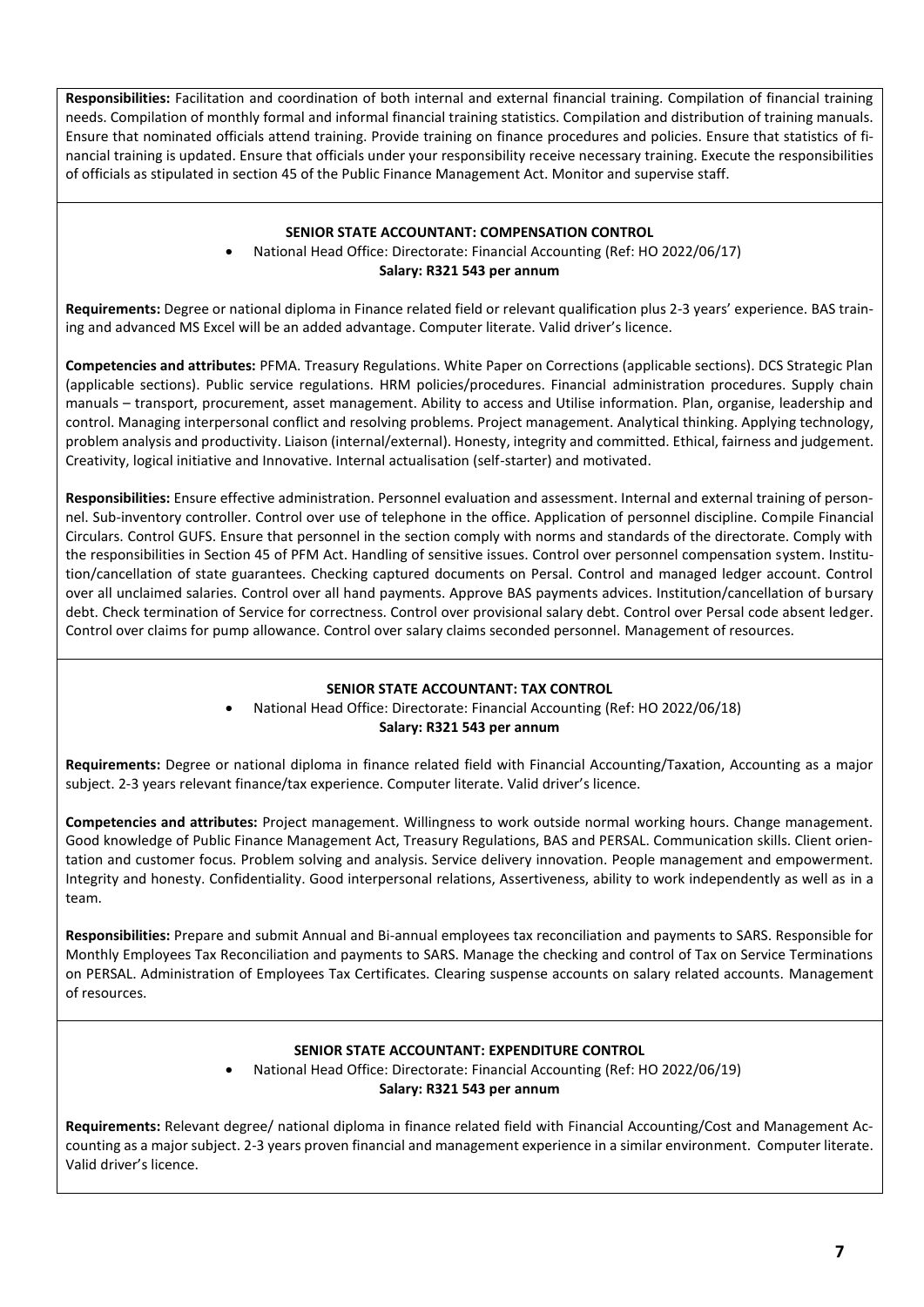**Responsibilities:** Facilitation and coordination of both internal and external financial training. Compilation of financial training needs. Compilation of monthly formal and informal financial training statistics. Compilation and distribution of training manuals. Ensure that nominated officials attend training. Provide training on finance procedures and policies. Ensure that statistics of financial training is updated. Ensure that officials under your responsibility receive necessary training. Execute the responsibilities of officials as stipulated in section 45 of the Public Finance Management Act. Monitor and supervise staff.

### SENIOR STATE ACCOUNTANT: COMPENSATION CONTROL

- National Head Office: Directorate: Financial Accounting (Ref: HO 2022/06/17)

**Salary: R321 543 per annum**

**Requirements:** Degree or national diploma in Finance related field or relevant qualification plus 2-3 years' experience. BAS training and advanced MS Excel will be an added advantage. Computer literate. Valid driver's licence.

**Competencies and attributes:** PFMA. Treasury Regulations. White Paper on Corrections (applicable sections). DCS Strategic Plan (applicable sections). Public service regulations. HRM policies/procedures. Financial administration procedures. Supply chain manuals – transport, procurement, asset management. Ability to access and Utilise information. Plan, organise, leadership and control. Managing interpersonal conflict and resolving problems. Project management. Analytical thinking. Applying technology, problem analysis and productivity. Liaison (internal/external). Honesty, integrity and committed. Ethical, fairness and judgement. Creativity, logical initiative and Innovative. Internal actualisation (self-starter) and motivated.

**Responsibilities:** Ensure effective administration. Personnel evaluation and assessment. Internal and external training of personnel. Sub-inventory controller. Control over use of telephone in the office. Application of personnel discipline. Compile Financial Circulars. Control GUFS. Ensure that personnel in the section comply with norms and standards of the directorate. Comply with the responsibilities in Section 45 of PFM Act. Handling of sensitive issues. Control over personnel compensation system. Institution/cancellation of state guarantees. Checking captured documents on Persal. Control and managed ledger account. Control over all unclaimed salaries. Control over all hand payments. Approve BAS payments advices. Institution/cancellation of bursary debt. Check termination of Service for correctness. Control over provisional salary debt. Control over Persal code absent ledger. Control over claims for pump allowance. Control over salary claims seconded personnel. Management of resources.

### SENIOR STATE ACCOUNTANT: TAX CONTROL

- National Head Office: Directorate: Financial Accounting (Ref: HO 2022/06/18)

**Salary: R321 543 per annum**

**Requirements:** Degree or national diploma in finance related field with Financial Accounting/Taxation, Accounting as a major subject. 2-3 years relevant finance/tax experience. Computer literate. Valid driver's licence.

**Competencies and attributes:** Project management. Willingness to work outside normal working hours. Change management. Good knowledge of Public Finance Management Act, Treasury Regulations, BAS and PERSAL. Communication skills. Client orientation and customer focus. Problem solving and analysis. Service delivery innovation. People management and empowerment. Integrity and honesty. Confidentiality. Good interpersonal relations, Assertiveness, ability to work independently as well as in a team.

**Responsibilities:** Prepare and submit Annual and Bi-annual employees tax reconciliation and payments to SARS. Responsible for Monthly Employees Tax Reconciliation and payments to SARS. Manage the checking and control of Tax on Service Terminations on PERSAL. Administration of Employees Tax Certificates. Clearing suspense accounts on salary related accounts. Management of resources.

### SENIOR STATE ACCOUNTANT: EXPENDITURE CONTROL

- National Head Office: Directorate: Financial Accounting (Ref: HO 2022/06/19)

**Salary: R321 543 per annum**

**Requirements:** Relevant degree/ national diploma in finance related field with Financial Accounting/Cost and Management Accounting as a major subject. 2-3 years proven financial and management experience in a similar environment. Computer literate. Valid driver's licence.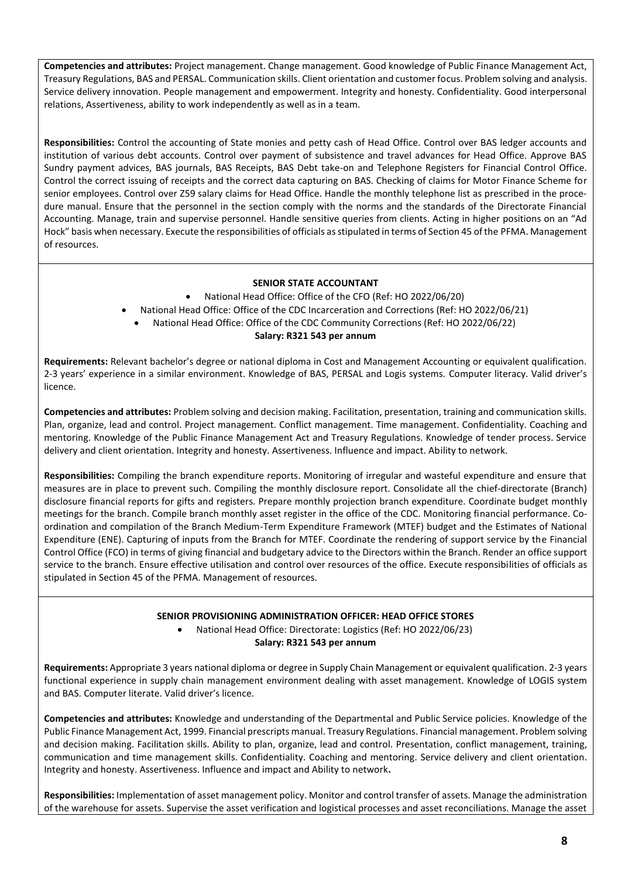**Competencies and attributes:** Project management. Change management. Good knowledge of Public Finance Management Act, Treasury Regulations, BAS and PERSAL. Communication skills. Client orientation and customer focus. Problem solving and analysis. Service delivery innovation. People management and empowerment. Integrity and honesty. Confidentiality. Good interpersonal relations, Assertiveness, ability to work independently as well as in a team.

**Responsibilities:** Control the accounting of State monies and petty cash of Head Office. Control over BAS ledger accounts and institution of various debt accounts. Control over payment of subsistence and travel advances for Head Office. Approve BAS Sundry payment advices, BAS journals, BAS Receipts, BAS Debt take-on and Telephone Registers for Financial Control Office. Control the correct issuing of receipts and the correct data capturing on BAS. Checking of claims for Motor Finance Scheme for senior employees. Control over Z59 salary claims for Head Office. Handle the monthly telephone list as prescribed in the procedure manual. Ensure that the personnel in the section comply with the norms and the standards of the Directorate Financial Accounting. Manage, train and supervise personnel. Handle sensitive queries from clients. Acting in higher positions on an "Ad Hock" basis when necessary. Execute the responsibilities of officials as stipulated in terms of Section 45 of the PFMA. Management of resources.

## SENIOR STATE ACCOUNTANT

- National Head Office: Office of the CFO (Ref: HO 2022/06/20)
- National Head Office: Office of the CDC Incarceration and Corrections (Ref: HO 2022/06/21)
- National Head Office: Office of the CDC Community Corrections (Ref: HO 2022/06/22)

**Salary: R321 543 per annum**

**Requirements:** Relevant bachelor's degree or national diploma in Cost and Management Accounting or equivalent qualification. 2-3 years' experience in a similar environment. Knowledge of BAS, PERSAL and Logis systems. Computer literacy. Valid driver's licence.

**Competencies and attributes:** Problem solving and decision making. Facilitation, presentation, training and communication skills. Plan, organize, lead and control. Project management. Conflict management. Time management. Confidentiality. Coaching and mentoring. Knowledge of the Public Finance Management Act and Treasury Regulations. Knowledge of tender process. Service delivery and client orientation. Integrity and honesty. Assertiveness. Influence and impact. Ability to network.

**Responsibilities:** Compiling the branch expenditure reports. Monitoring of irregular and wasteful expenditure and ensure that measures are in place to prevent such. Compiling the monthly disclosure report. Consolidate all the chief-directorate (Branch) disclosure financial reports for gifts and registers. Prepare monthly projection branch expenditure. Coordinate budget monthly meetings for the branch. Compile branch monthly asset register in the office of the CDC. Monitoring financial performance. Co-ordination and compilation of the Branch Medium-Term Expenditure Framework (MTEF) budget and the Estimates of National Expenditure (ENE). Capturing of inputs from the Branch for MTEF. Coordinate the rendering of support service by the Financial Control Office (FCO) in terms of giving financial and budgetary advice to the Directors within the Branch. Render an office support service to the branch. Ensure effective utilisation and control over resources of the office. Execute responsibilities of officials as stipulated in Section 45 of the PFMA. Management of resources.

## SENIOR PROVISIONING ADMINISTRATION OFFICER: HEAD OFFICE STORES

- National Head Office: Directorate: Logistics (Ref: HO 2022/06/23)

**Salary: R321 543 per annum**

**Requirements:** Appropriate 3 years national diploma or degree in Supply Chain Management or equivalent qualification. 2-3 years functional experience in supply chain management environment dealing with asset management. Knowledge of LOGIS system and BAS. Computer literate. Valid driver's licence.

**Competencies and attributes:** Knowledge and understanding of the Departmental and Public Service policies. Knowledge of the Public Finance Management Act, 1999. Financial prescripts manual. Treasury Regulations. Financial management. Problem solving and decision making. Facilitation skills. Ability to plan, organize, lead and control. Presentation, conflict management, training, communication and time management skills. Confidentiality. Coaching and mentoring. Service delivery and client orientation. Integrity and honesty. Assertiveness. Influence and impact and Ability to network**.**

**Responsibilities:** Implementation of asset management policy. Monitor and control transfer of assets. Manage the administration of the warehouse for assets. Supervise the asset verification and logistical processes and asset reconciliations. Manage the asset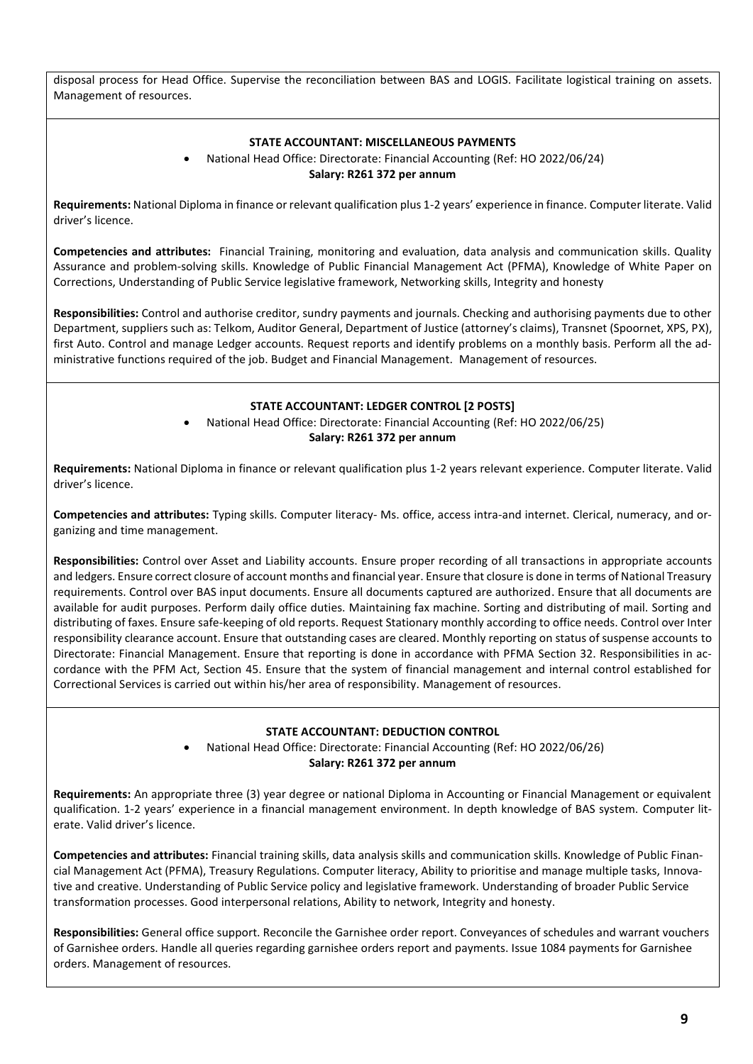disposal process for Head Office. Supervise the reconciliation between BAS and LOGIS. Facilitate logistical training on assets. Management of resources.

### STATE ACCOUNTANT: MISCELLANEOUS PAYMENTS

- National Head Office: Directorate: Financial Accounting (Ref: HO 2022/06/24)

**Salary: R261 372 per annum**

**Requirements:** National Diploma in finance or relevant qualification plus 1-2 years' experience in finance. Computer literate. Valid driver's licence.

**Competencies and attributes:** Financial Training, monitoring and evaluation, data analysis and communication skills. Quality Assurance and problem-solving skills. Knowledge of Public Financial Management Act (PFMA), Knowledge of White Paper on Corrections, Understanding of Public Service legislative framework, Networking skills, Integrity and honesty

**Responsibilities:** Control and authorise creditor, sundry payments and journals. Checking and authorising payments due to other Department, suppliers such as: Telkom, Auditor General, Department of Justice (attorney's claims), Transnet (Spoornet, XPS, PX), first Auto. Control and manage Ledger accounts. Request reports and identify problems on a monthly basis. Perform all the administrative functions required of the job. Budget and Financial Management. Management of resources.

### STATE ACCOUNTANT: LEDGER CONTROL [2 POSTS]

- National Head Office: Directorate: Financial Accounting (Ref: HO 2022/06/25)

**Salary: R261 372 per annum**

**Requirements:** National Diploma in finance or relevant qualification plus 1-2 years relevant experience. Computer literate. Valid driver's licence.

**Competencies and attributes:** Typing skills. Computer literacy- Ms. office, access intra-and internet. Clerical, numeracy, and organizing and time management.

**Responsibilities:** Control over Asset and Liability accounts. Ensure proper recording of all transactions in appropriate accounts and ledgers. Ensure correct closure of account months and financial year. Ensure that closure is done in terms of National Treasury requirements. Control over BAS input documents. Ensure all documents captured are authorized. Ensure that all documents are available for audit purposes. Perform daily office duties. Maintaining fax machine. Sorting and distributing of mail. Sorting and distributing of faxes. Ensure safe-keeping of old reports. Request Stationary monthly according to office needs. Control over Inter responsibility clearance account. Ensure that outstanding cases are cleared. Monthly reporting on status of suspense accounts to Directorate: Financial Management. Ensure that reporting is done in accordance with PFMA Section 32. Responsibilities in accordance with the PFM Act, Section 45. Ensure that the system of financial management and internal control established for Correctional Services is carried out within his/her area of responsibility. Management of resources.

### STATE ACCOUNTANT: DEDUCTION CONTROL

- National Head Office: Directorate: Financial Accounting (Ref: HO 2022/06/26)

**Salary: R261 372 per annum**

**Requirements:** An appropriate three (3) year degree or national Diploma in Accounting or Financial Management or equivalent qualification. 1-2 years' experience in a financial management environment. In depth knowledge of BAS system. Computer literate. Valid driver's licence.

**Competencies and attributes:** Financial training skills, data analysis skills and communication skills. Knowledge of Public Financial Management Act (PFMA), Treasury Regulations. Computer literacy, Ability to prioritise and manage multiple tasks, Innovative and creative. Understanding of Public Service policy and legislative framework. Understanding of broader Public Service transformation processes. Good interpersonal relations, Ability to network, Integrity and honesty.

**Responsibilities:** General office support. Reconcile the Garnishee order report. Conveyances of schedules and warrant vouchers of Garnishee orders. Handle all queries regarding garnishee orders report and payments. Issue 1084 payments for Garnishee orders. Management of resources.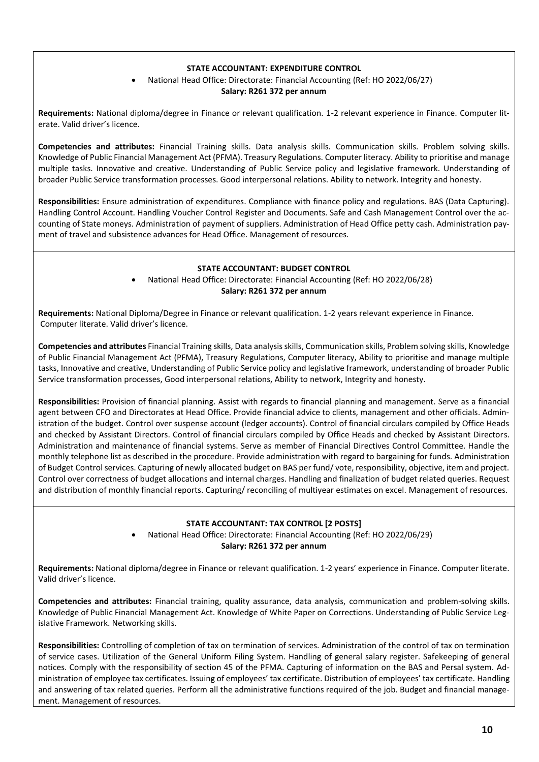### STATE ACCOUNTANT: EXPENDITURE CONTROL

- National Head Office: Directorate: Financial Accounting (Ref: HO 2022/06/27)

**Salary: R261 372 per annum**

**Requirements:** National diploma/degree in Finance or relevant qualification. 1-2 relevant experience in Finance. Computer literate. Valid driver's licence.

**Competencies and attributes:** Financial Training skills. Data analysis skills. Communication skills. Problem solving skills. Knowledge of Public Financial Management Act (PFMA). Treasury Regulations. Computer literacy. Ability to prioritise and manage multiple tasks. Innovative and creative. Understanding of Public Service policy and legislative framework. Understanding of broader Public Service transformation processes. Good interpersonal relations. Ability to network. Integrity and honesty.

**Responsibilities:** Ensure administration of expenditures. Compliance with finance policy and regulations. BAS (Data Capturing). Handling Control Account. Handling Voucher Control Register and Documents. Safe and Cash Management Control over the accounting of State moneys. Administration of payment of suppliers. Administration of Head Office petty cash. Administration payment of travel and subsistence advances for Head Office. Management of resources.

### STATE ACCOUNTANT: BUDGET CONTROL

- National Head Office: Directorate: Financial Accounting (Ref: HO 2022/06/28)

**Salary: R261 372 per annum**

**Requirements:** National Diploma/Degree in Finance or relevant qualification. 1-2 years relevant experience in Finance. Computer literate. Valid driver's licence.

**Competencies and attributes** Financial Training skills, Data analysis skills, Communication skills, Problem solving skills, Knowledge of Public Financial Management Act (PFMA), Treasury Regulations, Computer literacy, Ability to prioritise and manage multiple tasks, Innovative and creative, Understanding of Public Service policy and legislative framework, understanding of broader Public Service transformation processes, Good interpersonal relations, Ability to network, Integrity and honesty.

**Responsibilities:** Provision of financial planning. Assist with regards to financial planning and management. Serve as a financial agent between CFO and Directorates at Head Office. Provide financial advice to clients, management and other officials. Administration of the budget. Control over suspense account (ledger accounts). Control of financial circulars compiled by Office Heads and checked by Assistant Directors. Control of financial circulars compiled by Office Heads and checked by Assistant Directors. Administration and maintenance of financial systems. Serve as member of Financial Directives Control Committee. Handle the monthly telephone list as described in the procedure. Provide administration with regard to bargaining for funds. Administration of Budget Control services. Capturing of newly allocated budget on BAS per fund/ vote, responsibility, objective, item and project. Control over correctness of budget allocations and internal charges. Handling and finalization of budget related queries. Request and distribution of monthly financial reports. Capturing/ reconciling of multiyear estimates on excel. Management of resources.

### STATE ACCOUNTANT: TAX CONTROL [2 POSTS]

- National Head Office: Directorate: Financial Accounting (Ref: HO 2022/06/29)

**Salary: R261 372 per annum**

**Requirements:** National diploma/degree in Finance or relevant qualification. 1-2 years' experience in Finance. Computer literate. Valid driver's licence.

**Competencies and attributes:** Financial training, quality assurance, data analysis, communication and problem-solving skills. Knowledge of Public Financial Management Act. Knowledge of White Paper on Corrections. Understanding of Public Service Legislative Framework. Networking skills.

**Responsibilities:** Controlling of completion of tax on termination of services. Administration of the control of tax on termination of service cases. Utilization of the General Uniform Filing System. Handling of general salary register. Safekeeping of general notices. Comply with the responsibility of section 45 of the PFMA. Capturing of information on the BAS and Persal system. Administration of employee tax certificates. Issuing of employees' tax certificate. Distribution of employees' tax certificate. Handling and answering of tax related queries. Perform all the administrative functions required of the job. Budget and financial management. Management of resources.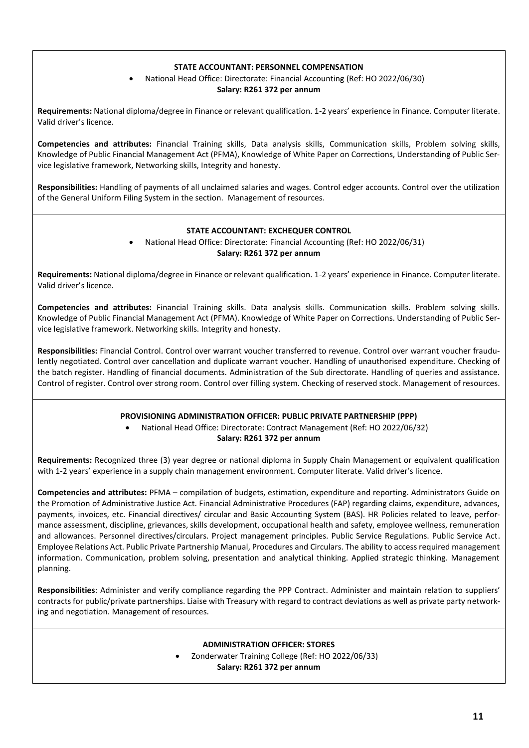### STATE ACCOUNTANT: PERSONNEL COMPENSATION

- National Head Office: Directorate: Financial Accounting (Ref: HO 2022/06/30)

**Salary: R261 372 per annum**

**Requirements:** National diploma/degree in Finance or relevant qualification. 1-2 years' experience in Finance. Computer literate. Valid driver's licence.

**Competencies and attributes:** Financial Training skills, Data analysis skills, Communication skills, Problem solving skills, Knowledge of Public Financial Management Act (PFMA), Knowledge of White Paper on Corrections, Understanding of Public Service legislative framework, Networking skills, Integrity and honesty.

**Responsibilities:** Handling of payments of all unclaimed salaries and wages. Control edger accounts. Control over the utilization of the General Uniform Filing System in the section. Management of resources.

### STATE ACCOUNTANT: EXCHEQUER CONTROL

- National Head Office: Directorate: Financial Accounting (Ref: HO 2022/06/31)

**Salary: R261 372 per annum**

**Requirements:** National diploma/degree in Finance or relevant qualification. 1-2 years' experience in Finance. Computer literate. Valid driver's licence.

**Competencies and attributes:** Financial Training skills. Data analysis skills. Communication skills. Problem solving skills. Knowledge of Public Financial Management Act (PFMA). Knowledge of White Paper on Corrections. Understanding of Public Service legislative framework. Networking skills. Integrity and honesty.

**Responsibilities:** Financial Control. Control over warrant voucher transferred to revenue. Control over warrant voucher fraudulently negotiated. Control over cancellation and duplicate warrant voucher. Handling of unauthorised expenditure. Checking of the batch register. Handling of financial documents. Administration of the Sub directorate. Handling of queries and assistance. Control of register. Control over strong room. Control over filling system. Checking of reserved stock. Management of resources.

### PROVISIONING ADMINISTRATION OFFICER: PUBLIC PRIVATE PARTNERSHIP (PPP)

- National Head Office: Directorate: Contract Management (Ref: HO 2022/06/32)

**Salary: R261 372 per annum**

**Requirements:** Recognized three (3) year degree or national diploma in Supply Chain Management or equivalent qualification with 1-2 years' experience in a supply chain management environment. Computer literate. Valid driver's licence.

**Competencies and attributes:** PFMA – compilation of budgets, estimation, expenditure and reporting. Administrators Guide on the Promotion of Administrative Justice Act. Financial Administrative Procedures (FAP) regarding claims, expenditure, advances, payments, invoices, etc. Financial directives/ circular and Basic Accounting System (BAS). HR Policies related to leave, performance assessment, discipline, grievances, skills development, occupational health and safety, employee wellness, remuneration and allowances. Personnel directives/circulars. Project management principles. Public Service Regulations. Public Service Act. Employee Relations Act. Public Private Partnership Manual, Procedures and Circulars. The ability to access required management information. Communication, problem solving, presentation and analytical thinking. Applied strategic thinking. Management planning.

**Responsibilities**: Administer and verify compliance regarding the PPP Contract. Administer and maintain relation to suppliers' contracts for public/private partnerships. Liaise with Treasury with regard to contract deviations as well as private party networking and negotiation. Management of resources.

### ADMINISTRATION OFFICER: STORES

- Zonderwater Training College (Ref: HO 2022/06/33)

**Salary: R261 372 per annum**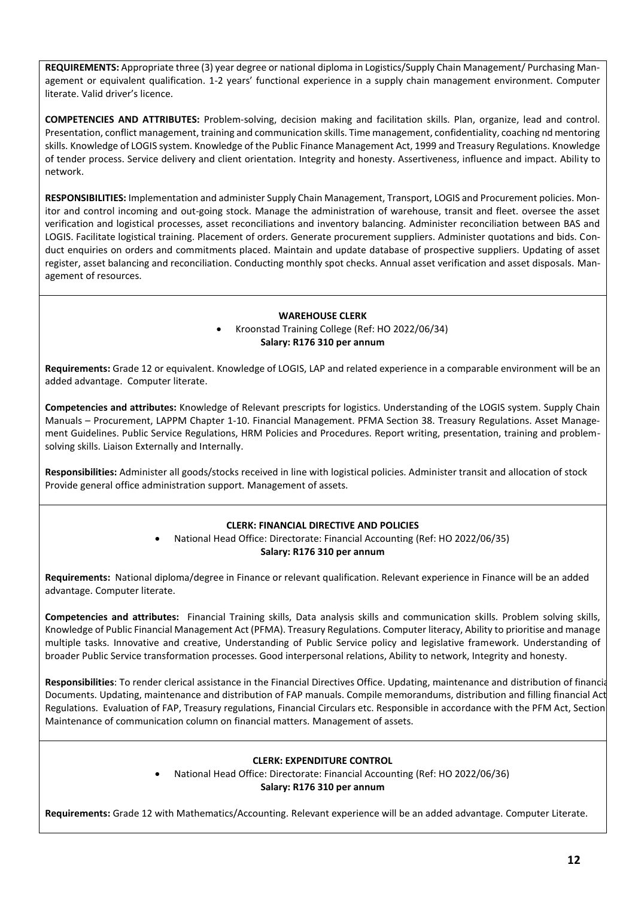**REQUIREMENTS:** Appropriate three (3) year degree or national diploma in Logistics/Supply Chain Management/ Purchasing Management or equivalent qualification. 1-2 years' functional experience in a supply chain management environment. Computer literate. Valid driver's licence.

**COMPETENCIES AND ATTRIBUTES:** Problem-solving, decision making and facilitation skills. Plan, organize, lead and control. Presentation, conflict management, training and communication skills. Time management, confidentiality, coaching nd mentoring skills. Knowledge of LOGIS system. Knowledge of the Public Finance Management Act, 1999 and Treasury Regulations. Knowledge of tender process. Service delivery and client orientation. Integrity and honesty. Assertiveness, influence and impact. Ability to network.

**RESPONSIBILITIES:** Implementation and administer Supply Chain Management, Transport, LOGIS and Procurement policies. Monitor and control incoming and out-going stock. Manage the administration of warehouse, transit and fleet. oversee the asset verification and logistical processes, asset reconciliations and inventory balancing. Administer reconciliation between BAS and LOGIS. Facilitate logistical training. Placement of orders. Generate procurement suppliers. Administer quotations and bids. Conduct enquiries on orders and commitments placed. Maintain and update database of prospective suppliers. Updating of asset register, asset balancing and reconciliation. Conducting monthly spot checks. Annual asset verification and asset disposals. Management of resources.

### WAREHOUSE CLERK

- Kroonstad Training College (Ref: HO 2022/06/34)

**Salary: R176 310 per annum**

**Requirements:** Grade 12 or equivalent. Knowledge of LOGIS, LAP and related experience in a comparable environment will be an added advantage. Computer literate.

**Competencies and attributes:** Knowledge of Relevant prescripts for logistics. Understanding of the LOGIS system. Supply Chain Manuals – Procurement, LAPPM Chapter 1-10. Financial Management. PFMA Section 38. Treasury Regulations. Asset Management Guidelines. Public Service Regulations, HRM Policies and Procedures. Report writing, presentation, training and problem-solving skills. Liaison Externally and Internally.

**Responsibilities:** Administer all goods/stocks received in line with logistical policies. Administer transit and allocation of stock Provide general office administration support. Management of assets.

### CLERK: FINANCIAL DIRECTIVE AND POLICIES

- National Head Office: Directorate: Financial Accounting (Ref: HO 2022/06/35)

**Salary: R176 310 per annum**

**Requirements:** National diploma/degree in Finance or relevant qualification. Relevant experience in Finance will be an added advantage. Computer literate.

**Competencies and attributes:** Financial Training skills, Data analysis skills and communication skills. Problem solving skills, Knowledge of Public Financial Management Act (PFMA). Treasury Regulations. Computer literacy, Ability to prioritise and manage multiple tasks. Innovative and creative, Understanding of Public Service policy and legislative framework. Understanding of broader Public Service transformation processes. Good interpersonal relations, Ability to network, Integrity and honesty.

**Responsibilities**: To render clerical assistance in the Financial Directives Office. Updating, maintenance and distribution of financia Documents. Updating, maintenance and distribution of FAP manuals. Compile memorandums, distribution and filling financial Act Regulations. Evaluation of FAP, Treasury regulations, Financial Circulars etc. Responsible in accordance with the PFM Act, Section Maintenance of communication column on financial matters. Management of assets.

### CLERK: EXPENDITURE CONTROL

- National Head Office: Directorate: Financial Accounting (Ref: HO 2022/06/36)

**Salary: R176 310 per annum**

**Requirements:** Grade 12 with Mathematics/Accounting. Relevant experience will be an added advantage. Computer Literate.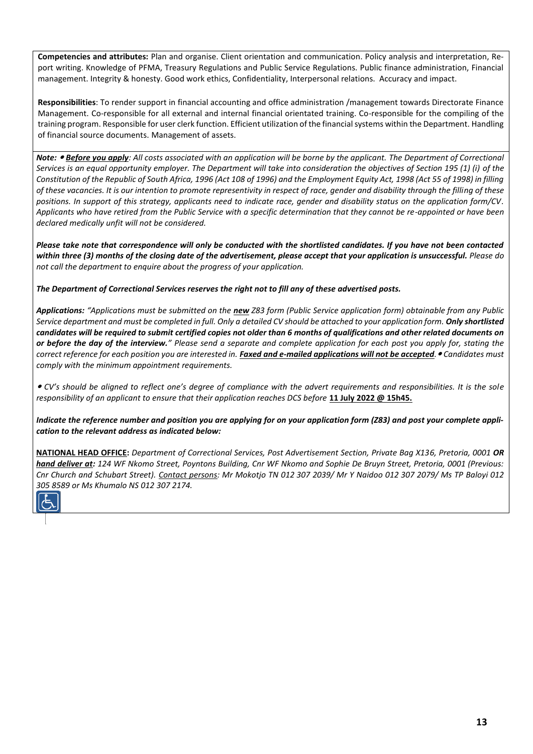**Competencies and attributes:** Plan and organise. Client orientation and communication. Policy analysis and interpretation, Report writing. Knowledge of PFMA, Treasury Regulations and Public Service Regulations. Public finance administration, Financial management. Integrity & honesty. Good work ethics, Confidentiality, Interpersonal relations. Accuracy and impact.

**Responsibilities**: To render support in financial accounting and office administration /management towards Directorate Finance Management. Co-responsible for all external and internal financial orientated training. Co-responsible for the compiling of the training program. Responsible for user clerk function. Efficient utilization of the financial systems within the Department. Handling of financial source documents. Management of assets.

***Note: •*** ***Before you apply****: All costs associated with an application will be borne by the applicant. The Department of Correctional Services is an equal opportunity employer. The Department will take into consideration the objectives of Section 195 (1) (i) of the Constitution of the Republic of South Africa, 1996 (Act 108 of 1996) and the Employment Equity Act, 1998 (Act 55 of 1998) in filling of these vacancies. It is our intention to promote representivity in respect of race, gender and disability through the filling of these positions. In support of this strategy, applicants need to indicate race, gender and disability status on the application form/CV. Applicants who have retired from the Public Service with a specific determination that they cannot be re-appointed or have been declared medically unfit will not be considered.*

***Please take note that correspondence will only be conducted with the shortlisted candidates. If you have not been contacted within three (3) months of the closing date of the advertisement, please accept that your application is unsuccessful.*** *Please do not call the department to enquire about the progress of your application.*

***The Department of Correctional Services reserves the right not to fill any of these advertised posts.***

***Applications:*** *"Applications must be submitted on the* ***new*** *Z83 form (Public Service application form) obtainable from any Public Service department and must be completed in full. Only a detailed CV should be attached to your application form.* ***Only shortlisted candidates will be required to submit certified copies not older than 6 months of qualifications and other related documents on or before the day of the interview."*** *Please send a separate and complete application for each post you apply for, stating the correct reference for each position you are interested in.* ***Faxed and e-mailed applications will not be accepted.*** *• Candidates must comply with the minimum appointment requirements.*

*• CV's should be aligned to reflect one's degree of compliance with the advert requirements and responsibilities. It is the sole responsibility of an applicant to ensure that their application reaches DCS before* **11 July 2022 @ 15h45.**

***Indicate the reference number and position you are applying for on your application form (Z83) and post your complete application to the relevant address as indicated below:***

**NATIONAL HEAD OFFICE:** *Department of Correctional Services, Post Advertisement Section, Private Bag X136, Pretoria, 0001* ***OR hand deliver at:*** *124 WF Nkomo Street, Poyntons Building, Cnr WF Nkomo and Sophie De Bruyn Street, Pretoria, 0001 (Previous: Cnr Church and Schubart Street). Contact persons: Mr Mokotjo TN 012 307 2039/ Mr Y Naidoo 012 307 2079/ Ms TP Baloyi 012 305 8589 or Ms Khumalo NS 012 307 2174.*